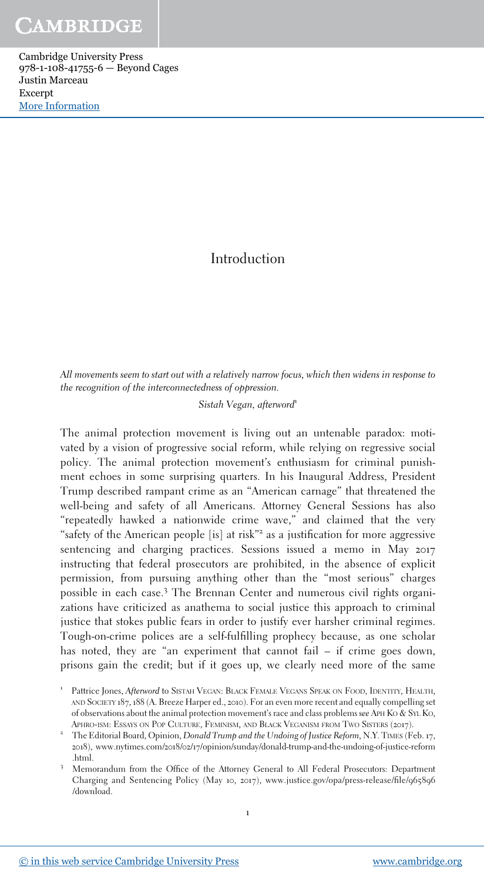# Introduction

*All movements seem to start out with a relatively narrow focus, which then widens in response to the recognition of the interconnectedness of oppression.*

*Sistah Vegan, afterword*[1]

The animal protection movement is living out an untenable paradox: motivated by a vision of progressive social reform, while relying on regressive social policy. The animal protection movement's enthusiasm for criminal punishment echoes in some surprising quarters. In his Inaugural Address, President Trump described rampant crime as an "American carnage" that threatened the well-being and safety of all Americans. Attorney General Sessions has also "repeatedly hawked a nationwide crime wave," and claimed that the very "safety of the American people [is] at risk"[2] as a justification for more aggressive sentencing and charging practices. Sessions issued a memo in May 2017 instructing that federal prosecutors are prohibited, in the absence of explicit permission, from pursuing anything other than the "most serious" charges possible in each case.[3] The Brennan Center and numerous civil rights organizations have criticized as anathema to social justice this approach to criminal justice that stokes public fears in order to justify ever harsher criminal regimes. Tough-on-crime polices are a self-fulfilling prophecy because, as one scholar has noted, they are "an experiment that cannot fail – if crime goes down, prisons gain the credit; but if it goes up, we clearly need more of the same

[1] Pattrice Jones, *Afterword* to SISTAH VEGAN: BLACK FEMALE VEGANS SPEAK ON FOOD, IDENTITY, HEALTH, AND SOCIETY 187, 188 (A. Breeze Harper ed., 2010). For an even more recent and equally compelling set of observations about the animal protection movement's race and class problems *see* APH KO & SYL KO, APHRO-ISM: ESSAYS ON POP CULTURE, FEMINISM, AND BLACK VEGANISM FROM TWO SISTERS (2017).

[2] The Editorial Board, Opinion, *Donald Trump and the Undoing of Justice Reform*, N.Y. TIMES (Feb. 17, 2018), www.nytimes.com/2018/02/17/opinion/sunday/donald-trump-and-the-undoing-of-justice-reform.html.

[3] Memorandum from the Office of the Attorney General to All Federal Prosecutors: Department Charging and Sentencing Policy (May 10, 2017), www.justice.gov/opa/press-release/file/965896/download.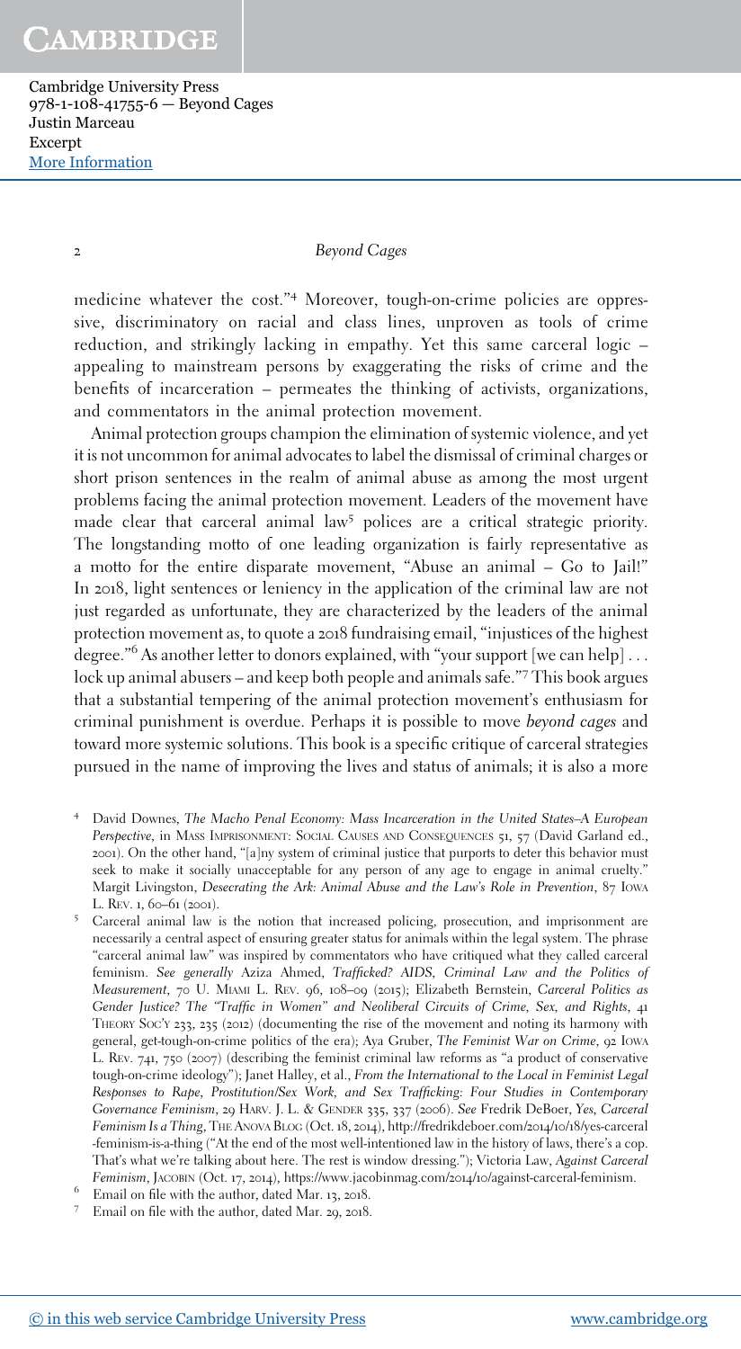medicine whatever the cost."[4] Moreover, tough-on-crime policies are oppressive, discriminatory on racial and class lines, unproven as tools of crime reduction, and strikingly lacking in empathy. Yet this same carceral logic – appealing to mainstream persons by exaggerating the risks of crime and the benefits of incarceration – permeates the thinking of activists, organizations, and commentators in the animal protection movement.

Animal protection groups champion the elimination of systemic violence, and yet it is not uncommon for animal advocates to label the dismissal of criminal charges or short prison sentences in the realm of animal abuse as among the most urgent problems facing the animal protection movement. Leaders of the movement have made clear that carceral animal law[5] polices are a critical strategic priority. The longstanding motto of one leading organization is fairly representative as a motto for the entire disparate movement, "Abuse an animal – Go to Jail!" In 2018, light sentences or leniency in the application of the criminal law are not just regarded as unfortunate, they are characterized by the leaders of the animal protection movement as, to quote a 2018 fundraising email, "injustices of the highest degree."[6] As another letter to donors explained, with "your support [we can help] . . . lock up animal abusers – and keep both people and animals safe."[7] This book argues that a substantial tempering of the animal protection movement's enthusiasm for criminal punishment is overdue. Perhaps it is possible to move *beyond cages* and toward more systemic solutions. This book is a specific critique of carceral strategies pursued in the name of improving the lives and status of animals; it is also a more

---

[4] David Downes, *The Macho Penal Economy: Mass Incarceration in the United States–A European Perspective*, in Mass Imprisonment: Social Causes and Consequences 51, 57 (David Garland ed., 2001). On the other hand, "[a]ny system of criminal justice that purports to deter this behavior must seek to make it socially unacceptable for any person of any age to engage in animal cruelty." Margit Livingston, *Desecrating the Ark: Animal Abuse and the Law's Role in Prevention*, 87 Iowa L. Rev. 1, 60–61 (2001).

[5] Carceral animal law is the notion that increased policing, prosecution, and imprisonment are necessarily a central aspect of ensuring greater status for animals within the legal system. The phrase "carceral animal law" was inspired by commentators who have critiqued what they called carceral feminism. *See generally* Aziza Ahmed, *Trafficked? AIDS, Criminal Law and the Politics of Measurement*, 70 U. Miami L. Rev. 96, 108–09 (2015); Elizabeth Bernstein, *Carceral Politics as Gender Justice? The "Traffic in Women" and Neoliberal Circuits of Crime, Sex, and Rights*, 41 Theory Soc'y 233, 235 (2012) (documenting the rise of the movement and noting its harmony with general, get-tough-on-crime politics of the era); Aya Gruber, *The Feminist War on Crime*, 92 Iowa L. Rev. 741, 750 (2007) (describing the feminist criminal law reforms as "a product of conservative tough-on-crime ideology"); Janet Halley, et al., *From the International to the Local in Feminist Legal Responses to Rape, Prostitution/Sex Work, and Sex Trafficking: Four Studies in Contemporary Governance Feminism*, 29 Harv. J. L. & Gender 335, 337 (2006). *See* Fredrik DeBoer, *Yes, Carceral Feminism Is a Thing*, The Anova Blog (Oct. 18, 2014), http://fredrikdeboer.com/2014/10/18/yes-carceral-feminism-is-a-thing ("At the end of the most well-intentioned law in the history of laws, there's a cop. That's what we're talking about here. The rest is window dressing."); Victoria Law, *Against Carceral Feminism*, Jacobin (Oct. 17, 2014), https://www.jacobinmag.com/2014/10/against-carceral-feminism.

[6] Email on file with the author, dated Mar. 13, 2018.

[7] Email on file with the author, dated Mar. 29, 2018.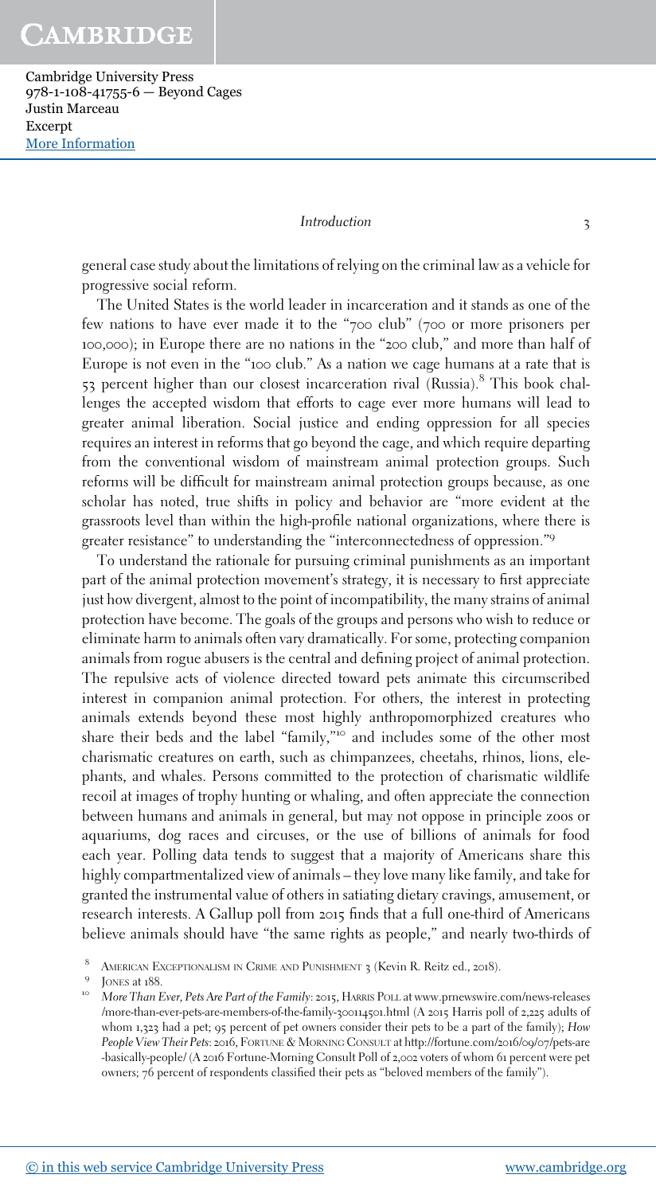general case study about the limitations of relying on the criminal law as a vehicle for progressive social reform.

The United States is the world leader in incarceration and it stands as one of the few nations to have ever made it to the "700 club" (700 or more prisoners per 100,000); in Europe there are no nations in the "200 club," and more than half of Europe is not even in the "100 club." As a nation we cage humans at a rate that is 53 percent higher than our closest incarceration rival (Russia).[8] This book challenges the accepted wisdom that efforts to cage ever more humans will lead to greater animal liberation. Social justice and ending oppression for all species requires an interest in reforms that go beyond the cage, and which require departing from the conventional wisdom of mainstream animal protection groups. Such reforms will be difficult for mainstream animal protection groups because, as one scholar has noted, true shifts in policy and behavior are "more evident at the grassroots level than within the high-profile national organizations, where there is greater resistance" to understanding the "interconnectedness of oppression."[9]

To understand the rationale for pursuing criminal punishments as an important part of the animal protection movement's strategy, it is necessary to first appreciate just how divergent, almost to the point of incompatibility, the many strains of animal protection have become. The goals of the groups and persons who wish to reduce or eliminate harm to animals often vary dramatically. For some, protecting companion animals from rogue abusers is the central and defining project of animal protection. The repulsive acts of violence directed toward pets animate this circumscribed interest in companion animal protection. For others, the interest in protecting animals extends beyond these most highly anthropomorphized creatures who share their beds and the label "family,"[10] and includes some of the other most charismatic creatures on earth, such as chimpanzees, cheetahs, rhinos, lions, elephants, and whales. Persons committed to the protection of charismatic wildlife recoil at images of trophy hunting or whaling, and often appreciate the connection between humans and animals in general, but may not oppose in principle zoos or aquariums, dog races and circuses, or the use of billions of animals for food each year. Polling data tends to suggest that a majority of Americans share this highly compartmentalized view of animals – they love many like family, and take for granted the instrumental value of others in satiating dietary cravings, amusement, or research interests. A Gallup poll from 2015 finds that a full one-third of Americans believe animals should have "the same rights as people," and nearly two-thirds of

[8] American Exceptionalism in Crime and Punishment 3 (Kevin R. Reitz ed., 2018).

[9] Jones at 188.

[10] *More Than Ever, Pets Are Part of the Family*: 2015, Harris Poll at www.prnewswire.com/news-releases/more-than-ever-pets-are-members-of-the-family-300114501.html (A 2015 Harris poll of 2,225 adults of whom 1,323 had a pet; 95 percent of pet owners consider their pets to be a part of the family); *How People View Their Pets*: 2016, Fortune & Morning Consult at http://fortune.com/2016/09/07/pets-are-basically-people/ (A 2016 Fortune-Morning Consult Poll of 2,002 voters of whom 61 percent were pet owners; 76 percent of respondents classified their pets as "beloved members of the family").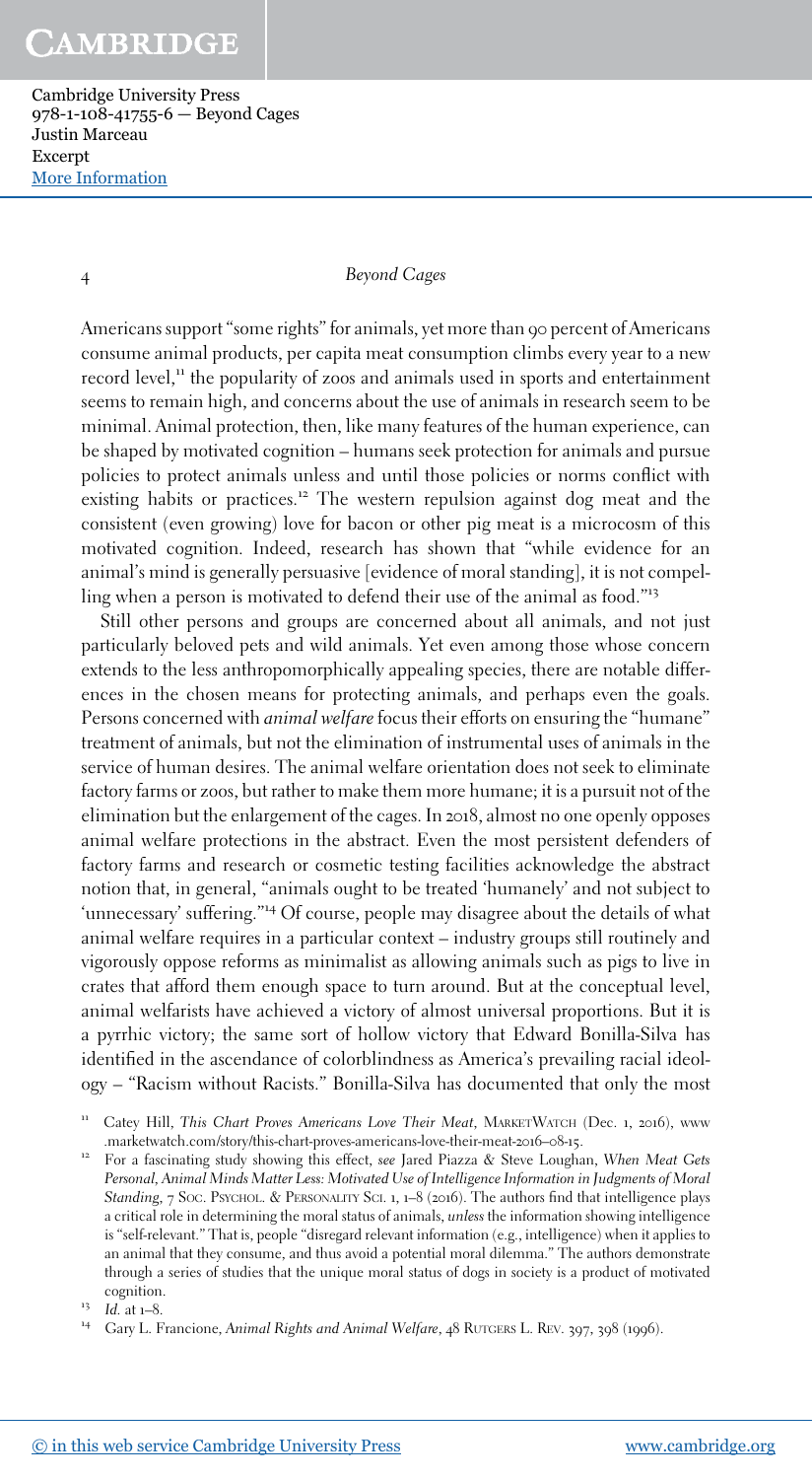Americans support "some rights" for animals, yet more than 90 percent of Americans consume animal products, per capita meat consumption climbs every year to a new record level,[11] the popularity of zoos and animals used in sports and entertainment seems to remain high, and concerns about the use of animals in research seem to be minimal. Animal protection, then, like many features of the human experience, can be shaped by motivated cognition – humans seek protection for animals and pursue policies to protect animals unless and until those policies or norms conflict with existing habits or practices.[12] The western repulsion against dog meat and the consistent (even growing) love for bacon or other pig meat is a microcosm of this motivated cognition. Indeed, research has shown that "while evidence for an animal's mind is generally persuasive [evidence of moral standing], it is not compelling when a person is motivated to defend their use of the animal as food."[13]

Still other persons and groups are concerned about all animals, and not just particularly beloved pets and wild animals. Yet even among those whose concern extends to the less anthropomorphically appealing species, there are notable differences in the chosen means for protecting animals, and perhaps even the goals. Persons concerned with *animal welfare* focus their efforts on ensuring the "humane" treatment of animals, but not the elimination of instrumental uses of animals in the service of human desires. The animal welfare orientation does not seek to eliminate factory farms or zoos, but rather to make them more humane; it is a pursuit not of the elimination but the enlargement of the cages. In 2018, almost no one openly opposes animal welfare protections in the abstract. Even the most persistent defenders of factory farms and research or cosmetic testing facilities acknowledge the abstract notion that, in general, "animals ought to be treated 'humanely' and not subject to 'unnecessary' suffering."[14] Of course, people may disagree about the details of what animal welfare requires in a particular context – industry groups still routinely and vigorously oppose reforms as minimalist as allowing animals such as pigs to live in crates that afford them enough space to turn around. But at the conceptual level, animal welfarists have achieved a victory of almost universal proportions. But it is a pyrrhic victory; the same sort of hollow victory that Edward Bonilla-Silva has identified in the ascendance of colorblindness as America's prevailing racial ideology – "Racism without Racists." Bonilla-Silva has documented that only the most

---

[11] Catey Hill, *This Chart Proves Americans Love Their Meat*, MarketWatch (Dec. 1, 2016), www.marketwatch.com/story/this-chart-proves-americans-love-their-meat-2016–08-15.

[12] For a fascinating study showing this effect, *see* Jared Piazza & Steve Loughan, *When Meat Gets Personal, Animal Minds Matter Less: Motivated Use of Intelligence Information in Judgments of Moral Standing*, 7 Soc. Psychol. & Personality Sci. 1, 1–8 (2016). The authors find that intelligence plays a critical role in determining the moral status of animals, *unless* the information showing intelligence is "self-relevant." That is, people "disregard relevant information (e.g., intelligence) when it applies to an animal that they consume, and thus avoid a potential moral dilemma." The authors demonstrate through a series of studies that the unique moral status of dogs in society is a product of motivated cognition.

[13] *Id.* at 1–8.

[14] Gary L. Francione, *Animal Rights and Animal Welfare*, 48 Rutgers L. Rev. 397, 398 (1996).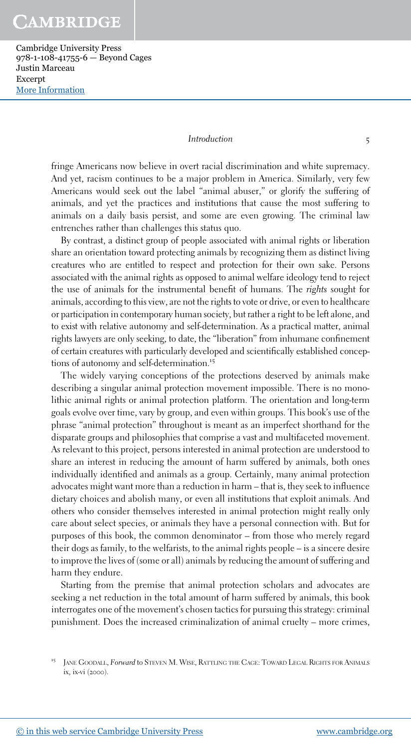fringe Americans now believe in overt racial discrimination and white supremacy. And yet, racism continues to be a major problem in America. Similarly, very few Americans would seek out the label "animal abuser," or glorify the suffering of animals, and yet the practices and institutions that cause the most suffering to animals on a daily basis persist, and some are even growing. The criminal law entrenches rather than challenges this status quo.

By contrast, a distinct group of people associated with animal rights or liberation share an orientation toward protecting animals by recognizing them as distinct living creatures who are entitled to respect and protection for their own sake. Persons associated with the animal rights as opposed to animal welfare ideology tend to reject the use of animals for the instrumental benefit of humans. The *rights* sought for animals, according to this view, are not the rights to vote or drive, or even to healthcare or participation in contemporary human society, but rather a right to be left alone, and to exist with relative autonomy and self-determination. As a practical matter, animal rights lawyers are only seeking, to date, the "liberation" from inhumane confinement of certain creatures with particularly developed and scientifically established conceptions of autonomy and self-determination.[15]

The widely varying conceptions of the protections deserved by animals make describing a singular animal protection movement impossible. There is no monolithic animal rights or animal protection platform. The orientation and long-term goals evolve over time, vary by group, and even within groups. This book's use of the phrase "animal protection" throughout is meant as an imperfect shorthand for the disparate groups and philosophies that comprise a vast and multifaceted movement. As relevant to this project, persons interested in animal protection are understood to share an interest in reducing the amount of harm suffered by animals, both ones individually identified and animals as a group. Certainly, many animal protection advocates might want more than a reduction in harm – that is, they seek to influence dietary choices and abolish many, or even all institutions that exploit animals. And others who consider themselves interested in animal protection might really only care about select species, or animals they have a personal connection with. But for purposes of this book, the common denominator – from those who merely regard their dogs as family, to the welfarists, to the animal rights people – is a sincere desire to improve the lives of (some or all) animals by reducing the amount of suffering and harm they endure.

Starting from the premise that animal protection scholars and advocates are seeking a net reduction in the total amount of harm suffered by animals, this book interrogates one of the movement's chosen tactics for pursuing this strategy: criminal punishment. Does the increased criminalization of animal cruelty – more crimes,

[15] Jane Goodall, *Forward* to Steven M. Wise, Rattling the Cage: Toward Legal Rights for Animals ix, ix-vi (2000).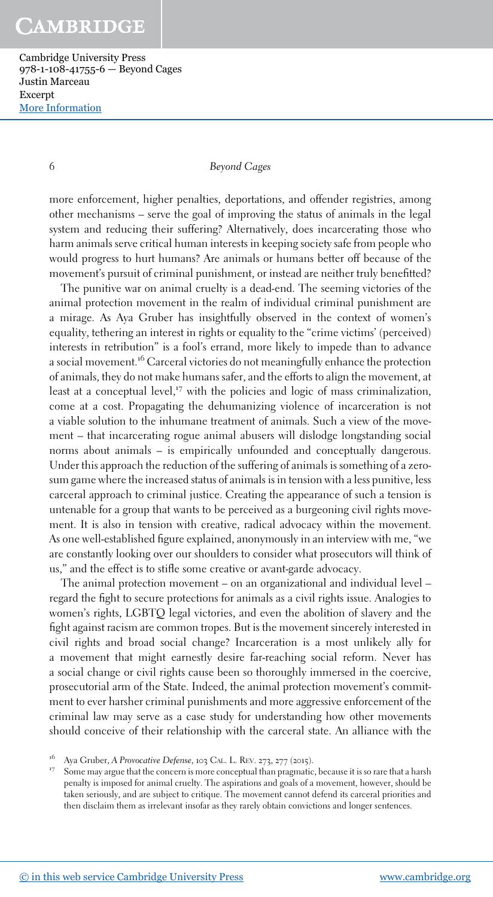more enforcement, higher penalties, deportations, and offender registries, among other mechanisms – serve the goal of improving the status of animals in the legal system and reducing their suffering? Alternatively, does incarcerating those who harm animals serve critical human interests in keeping society safe from people who would progress to hurt humans? Are animals or humans better off because of the movement's pursuit of criminal punishment, or instead are neither truly benefitted?

The punitive war on animal cruelty is a dead-end. The seeming victories of the animal protection movement in the realm of individual criminal punishment are a mirage. As Aya Gruber has insightfully observed in the context of women's equality, tethering an interest in rights or equality to the "crime victims' (perceived) interests in retribution" is a fool's errand, more likely to impede than to advance a social movement.[16] Carceral victories do not meaningfully enhance the protection of animals, they do not make humans safer, and the efforts to align the movement, at least at a conceptual level,[17] with the policies and logic of mass criminalization, come at a cost. Propagating the dehumanizing violence of incarceration is not a viable solution to the inhumane treatment of animals. Such a view of the movement – that incarcerating rogue animal abusers will dislodge longstanding social norms about animals – is empirically unfounded and conceptually dangerous. Under this approach the reduction of the suffering of animals is something of a zero-sum game where the increased status of animals is in tension with a less punitive, less carceral approach to criminal justice. Creating the appearance of such a tension is untenable for a group that wants to be perceived as a burgeoning civil rights movement. It is also in tension with creative, radical advocacy within the movement. As one well-established figure explained, anonymously in an interview with me, "we are constantly looking over our shoulders to consider what prosecutors will think of us," and the effect is to stifle some creative or avant-garde advocacy.

The animal protection movement – on an organizational and individual level – regard the fight to secure protections for animals as a civil rights issue. Analogies to women's rights, LGBTQ legal victories, and even the abolition of slavery and the fight against racism are common tropes. But is the movement sincerely interested in civil rights and broad social change? Incarceration is a most unlikely ally for a movement that might earnestly desire far-reaching social reform. Never has a social change or civil rights cause been so thoroughly immersed in the coercive, prosecutorial arm of the State. Indeed, the animal protection movement's commitment to ever harsher criminal punishments and more aggressive enforcement of the criminal law may serve as a case study for understanding how other movements should conceive of their relationship with the carceral state. An alliance with the

[16] Aya Gruber, *A Provocative Defense*, 103 Cal. L. Rev. 273, 277 (2015).

[17] Some may argue that the concern is more conceptual than pragmatic, because it is so rare that a harsh penalty is imposed for animal cruelty. The aspirations and goals of a movement, however, should be taken seriously, and are subject to critique. The movement cannot defend its carceral priorities and then disclaim them as irrelevant insofar as they rarely obtain convictions and longer sentences.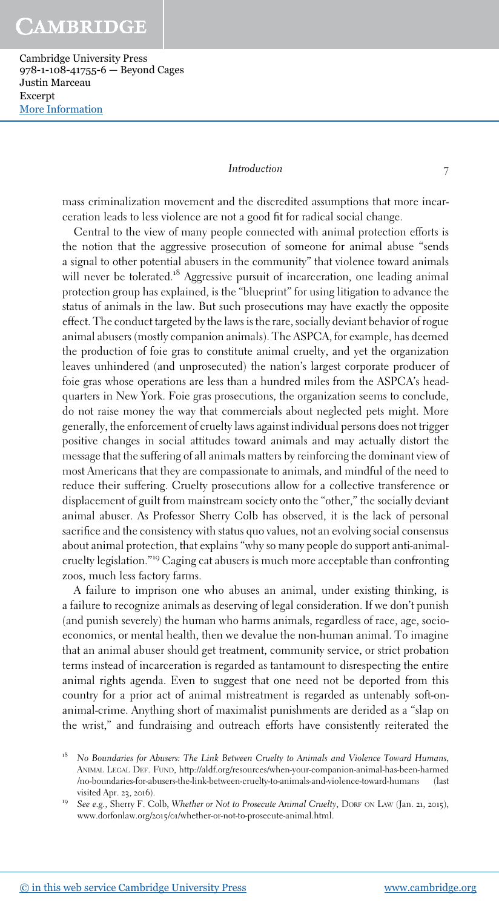mass criminalization movement and the discredited assumptions that more incarceration leads to less violence are not a good fit for radical social change.

Central to the view of many people connected with animal protection efforts is the notion that the aggressive prosecution of someone for animal abuse "sends a signal to other potential abusers in the community" that violence toward animals will never be tolerated.[18] Aggressive pursuit of incarceration, one leading animal protection group has explained, is the "blueprint" for using litigation to advance the status of animals in the law. But such prosecutions may have exactly the opposite effect. The conduct targeted by the laws is the rare, socially deviant behavior of rogue animal abusers (mostly companion animals). The ASPCA, for example, has deemed the production of foie gras to constitute animal cruelty, and yet the organization leaves unhindered (and unprosecuted) the nation's largest corporate producer of foie gras whose operations are less than a hundred miles from the ASPCA's headquarters in New York. Foie gras prosecutions, the organization seems to conclude, do not raise money the way that commercials about neglected pets might. More generally, the enforcement of cruelty laws against individual persons does not trigger positive changes in social attitudes toward animals and may actually distort the message that the suffering of all animals matters by reinforcing the dominant view of most Americans that they are compassionate to animals, and mindful of the need to reduce their suffering. Cruelty prosecutions allow for a collective transference or displacement of guilt from mainstream society onto the "other," the socially deviant animal abuser. As Professor Sherry Colb has observed, it is the lack of personal sacrifice and the consistency with status quo values, not an evolving social consensus about animal protection, that explains "why so many people do support anti-animal-cruelty legislation."[19] Caging cat abusers is much more acceptable than confronting zoos, much less factory farms.

A failure to imprison one who abuses an animal, under existing thinking, is a failure to recognize animals as deserving of legal consideration. If we don't punish (and punish severely) the human who harms animals, regardless of race, age, socioeconomics, or mental health, then we devalue the non-human animal. To imagine that an animal abuser should get treatment, community service, or strict probation terms instead of incarceration is regarded as tantamount to disrespecting the entire animal rights agenda. Even to suggest that one need not be deported from this country for a prior act of animal mistreatment is regarded as untenably soft-on-animal-crime. Anything short of maximalist punishments are derided as a "slap on the wrist," and fundraising and outreach efforts have consistently reiterated the

---

[18] *No Boundaries for Abusers: The Link Between Cruelty to Animals and Violence Toward Humans*, Animal Legal Def. Fund, http://aldf.org/resources/when-your-companion-animal-has-been-harmed/no-boundaries-for-abusers-the-link-between-cruelty-to-animals-and-violence-toward-humans (last visited Apr. 23, 2016).

[19] *See e.g.*, Sherry F. Colb, *Whether or Not to Prosecute Animal Cruelty*, Dorf on Law (Jan. 21, 2015), www.dorfonlaw.org/2015/01/whether-or-not-to-prosecute-animal.html.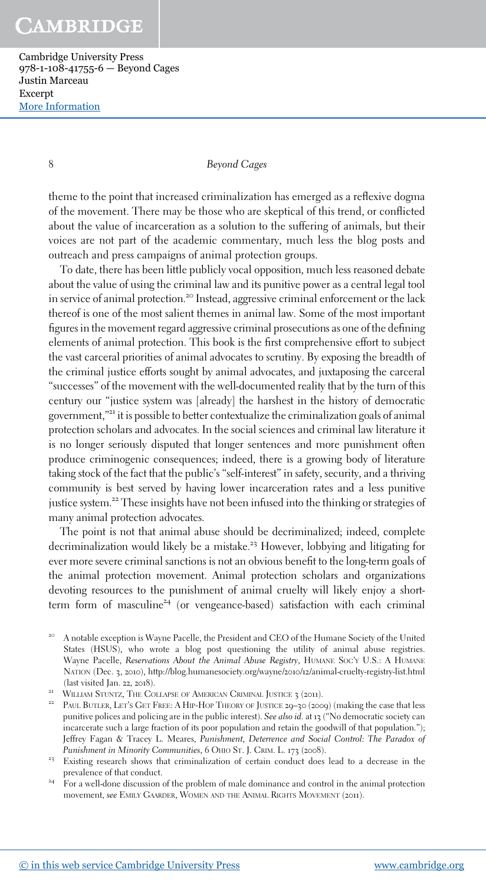theme to the point that increased criminalization has emerged as a reflexive dogma of the movement. There may be those who are skeptical of this trend, or conflicted about the value of incarceration as a solution to the suffering of animals, but their voices are not part of the academic commentary, much less the blog posts and outreach and press campaigns of animal protection groups.

To date, there has been little publicly vocal opposition, much less reasoned debate about the value of using the criminal law and its punitive power as a central legal tool in service of animal protection.[20] Instead, aggressive criminal enforcement or the lack thereof is one of the most salient themes in animal law. Some of the most important figures in the movement regard aggressive criminal prosecutions as one of the defining elements of animal protection. This book is the first comprehensive effort to subject the vast carceral priorities of animal advocates to scrutiny. By exposing the breadth of the criminal justice efforts sought by animal advocates, and juxtaposing the carceral "successes" of the movement with the well-documented reality that by the turn of this century our "justice system was [already] the harshest in the history of democratic government,"[21] it is possible to better contextualize the criminalization goals of animal protection scholars and advocates. In the social sciences and criminal law literature it is no longer seriously disputed that longer sentences and more punishment often produce criminogenic consequences; indeed, there is a growing body of literature taking stock of the fact that the public's "self-interest" in safety, security, and a thriving community is best served by having lower incarceration rates and a less punitive justice system.[22] These insights have not been infused into the thinking or strategies of many animal protection advocates.

The point is not that animal abuse should be decriminalized; indeed, complete decriminalization would likely be a mistake.[23] However, lobbying and litigating for ever more severe criminal sanctions is not an obvious benefit to the long-term goals of the animal protection movement. Animal protection scholars and organizations devoting resources to the punishment of animal cruelty will likely enjoy a short-term form of masculine[24] (or vengeance-based) satisfaction with each criminal

---

[20] A notable exception is Wayne Pacelle, the President and CEO of the Humane Society of the United States (HSUS), who wrote a blog post questioning the utility of animal abuse registries. Wayne Pacelle, *Reservations About the Animal Abuse Registry*, Humane Soc'y U.S.: A Humane Nation (Dec. 3, 2010), http://blog.humanesociety.org/wayne/2010/12/animal-cruelty-registry-list.html (last visited Jan. 22, 2018).

[21] William Stuntz, The Collapse of American Criminal Justice 3 (2011).

[22] Paul Butler, Let's Get Free: A Hip-Hop Theory of Justice 29–30 (2009) (making the case that less punitive polices and policing are in the public interest). *See also id.* at 13 ("No democratic society can incarcerate such a large fraction of its poor population and retain the goodwill of that population."); Jeffrey Fagan & Tracey L. Meares, *Punishment, Deterrence and Social Control: The Paradox of Punishment in Minority Communities*, 6 Ohio St. J. Crim. L. 173 (2008).

[23] Existing research shows that criminalization of certain conduct does lead to a decrease in the prevalence of that conduct.

[24] For a well-done discussion of the problem of male dominance and control in the animal protection movement, *see* Emily Gaarder, Women and the Animal Rights Movement (2011).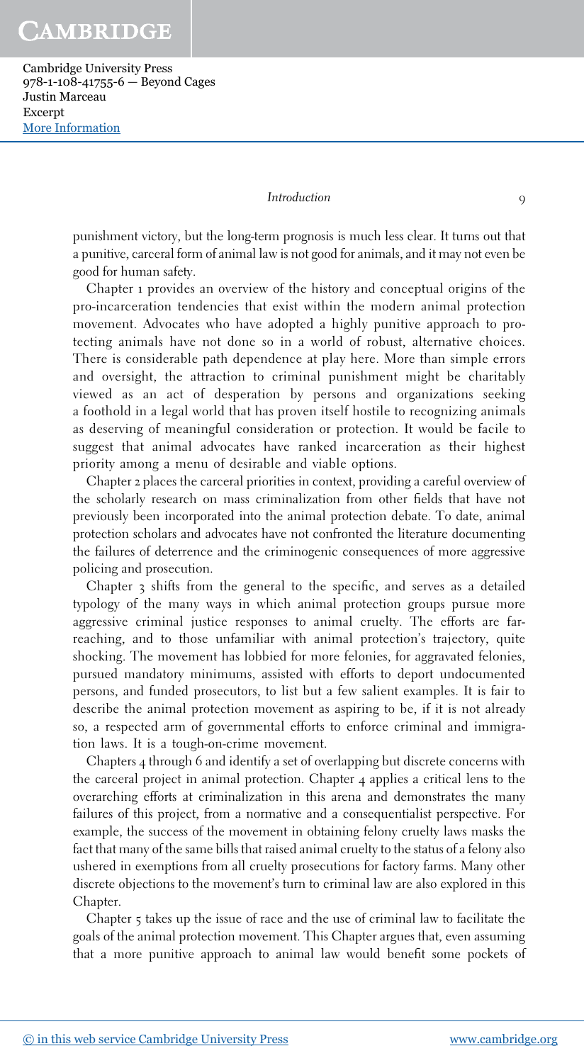punishment victory, but the long-term prognosis is much less clear. It turns out that a punitive, carceral form of animal law is not good for animals, and it may not even be good for human safety.

Chapter 1 provides an overview of the history and conceptual origins of the pro-incarceration tendencies that exist within the modern animal protection movement. Advocates who have adopted a highly punitive approach to protecting animals have not done so in a world of robust, alternative choices. There is considerable path dependence at play here. More than simple errors and oversight, the attraction to criminal punishment might be charitably viewed as an act of desperation by persons and organizations seeking a foothold in a legal world that has proven itself hostile to recognizing animals as deserving of meaningful consideration or protection. It would be facile to suggest that animal advocates have ranked incarceration as their highest priority among a menu of desirable and viable options.

Chapter 2 places the carceral priorities in context, providing a careful overview of the scholarly research on mass criminalization from other fields that have not previously been incorporated into the animal protection debate. To date, animal protection scholars and advocates have not confronted the literature documenting the failures of deterrence and the criminogenic consequences of more aggressive policing and prosecution.

Chapter 3 shifts from the general to the specific, and serves as a detailed typology of the many ways in which animal protection groups pursue more aggressive criminal justice responses to animal cruelty. The efforts are far-reaching, and to those unfamiliar with animal protection's trajectory, quite shocking. The movement has lobbied for more felonies, for aggravated felonies, pursued mandatory minimums, assisted with efforts to deport undocumented persons, and funded prosecutors, to list but a few salient examples. It is fair to describe the animal protection movement as aspiring to be, if it is not already so, a respected arm of governmental efforts to enforce criminal and immigration laws. It is a tough-on-crime movement.

Chapters 4 through 6 and identify a set of overlapping but discrete concerns with the carceral project in animal protection. Chapter 4 applies a critical lens to the overarching efforts at criminalization in this arena and demonstrates the many failures of this project, from a normative and a consequentialist perspective. For example, the success of the movement in obtaining felony cruelty laws masks the fact that many of the same bills that raised animal cruelty to the status of a felony also ushered in exemptions from all cruelty prosecutions for factory farms. Many other discrete objections to the movement's turn to criminal law are also explored in this Chapter.

Chapter 5 takes up the issue of race and the use of criminal law to facilitate the goals of the animal protection movement. This Chapter argues that, even assuming that a more punitive approach to animal law would benefit some pockets of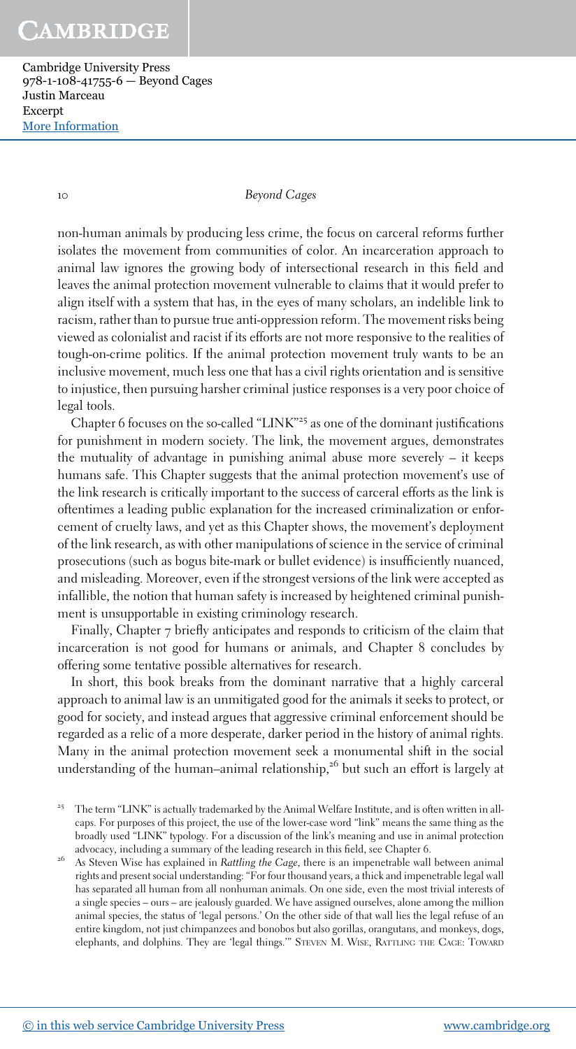non-human animals by producing less crime, the focus on carceral reforms further isolates the movement from communities of color. An incarceration approach to animal law ignores the growing body of intersectional research in this field and leaves the animal protection movement vulnerable to claims that it would prefer to align itself with a system that has, in the eyes of many scholars, an indelible link to racism, rather than to pursue true anti-oppression reform. The movement risks being viewed as colonialist and racist if its efforts are not more responsive to the realities of tough-on-crime politics. If the animal protection movement truly wants to be an inclusive movement, much less one that has a civil rights orientation and is sensitive to injustice, then pursuing harsher criminal justice responses is a very poor choice of legal tools.

Chapter 6 focuses on the so-called "LINK"[25] as one of the dominant justifications for punishment in modern society. The link, the movement argues, demonstrates the mutuality of advantage in punishing animal abuse more severely – it keeps humans safe. This Chapter suggests that the animal protection movement's use of the link research is critically important to the success of carceral efforts as the link is oftentimes a leading public explanation for the increased criminalization or enforcement of cruelty laws, and yet as this Chapter shows, the movement's deployment of the link research, as with other manipulations of science in the service of criminal prosecutions (such as bogus bite-mark or bullet evidence) is insufficiently nuanced, and misleading. Moreover, even if the strongest versions of the link were accepted as infallible, the notion that human safety is increased by heightened criminal punishment is unsupportable in existing criminology research.

Finally, Chapter 7 briefly anticipates and responds to criticism of the claim that incarceration is not good for humans or animals, and Chapter 8 concludes by offering some tentative possible alternatives for research.

In short, this book breaks from the dominant narrative that a highly carceral approach to animal law is an unmitigated good for the animals it seeks to protect, or good for society, and instead argues that aggressive criminal enforcement should be regarded as a relic of a more desperate, darker period in the history of animal rights. Many in the animal protection movement seek a monumental shift in the social understanding of the human–animal relationship,[26] but such an effort is largely at

[25] The term "LINK" is actually trademarked by the Animal Welfare Institute, and is often written in all-caps. For purposes of this project, the use of the lower-case word "link" means the same thing as the broadly used "LINK" typology. For a discussion of the link's meaning and use in animal protection advocacy, including a summary of the leading research in this field, see Chapter 6.

[26] As Steven Wise has explained in *Rattling the Cage*, there is an impenetrable wall between animal rights and present social understanding: "For four thousand years, a thick and impenetrable legal wall has separated all human from all nonhuman animals. On one side, even the most trivial interests of a single species – ours – are jealously guarded. We have assigned ourselves, alone among the million animal species, the status of 'legal persons.' On the other side of that wall lies the legal refuse of an entire kingdom, not just chimpanzees and bonobos but also gorillas, orangutans, and monkeys, dogs, elephants, and dolphins. They are 'legal things.'" Steven M. Wise, Rattling the Cage: Toward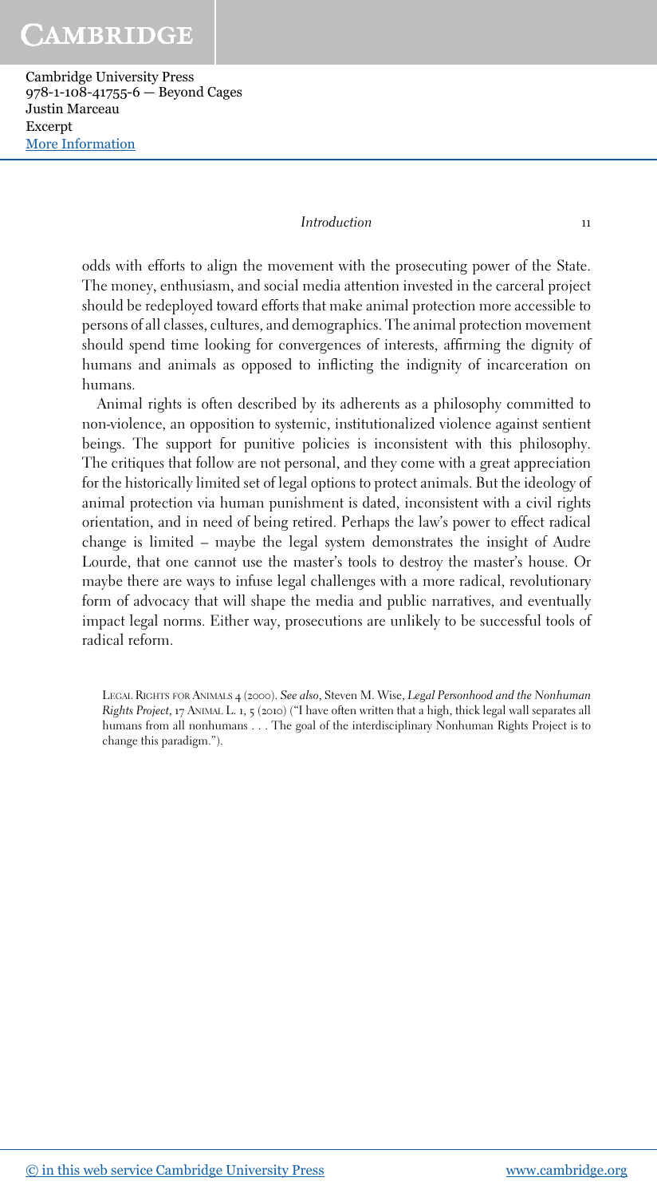odds with efforts to align the movement with the prosecuting power of the State. The money, enthusiasm, and social media attention invested in the carceral project should be redeployed toward efforts that make animal protection more accessible to persons of all classes, cultures, and demographics. The animal protection movement should spend time looking for convergences of interests, affirming the dignity of humans and animals as opposed to inflicting the indignity of incarceration on humans.

Animal rights is often described by its adherents as a philosophy committed to non-violence, an opposition to systemic, institutionalized violence against sentient beings. The support for punitive policies is inconsistent with this philosophy. The critiques that follow are not personal, and they come with a great appreciation for the historically limited set of legal options to protect animals. But the ideology of animal protection via human punishment is dated, inconsistent with a civil rights orientation, and in need of being retired. Perhaps the law's power to effect radical change is limited – maybe the legal system demonstrates the insight of Audre Lourde, that one cannot use the master's tools to destroy the master's house. Or maybe there are ways to infuse legal challenges with a more radical, revolutionary form of advocacy that will shape the media and public narratives, and eventually impact legal norms. Either way, prosecutions are unlikely to be successful tools of radical reform.

LEGAL RIGHTS FOR ANIMALS 4 (2000). *See also*, Steven M. Wise, *Legal Personhood and the Nonhuman Rights Project*, 17 ANIMAL L. 1, 5 (2010) ("I have often written that a high, thick legal wall separates all humans from all nonhumans . . . The goal of the interdisciplinary Nonhuman Rights Project is to change this paradigm.").